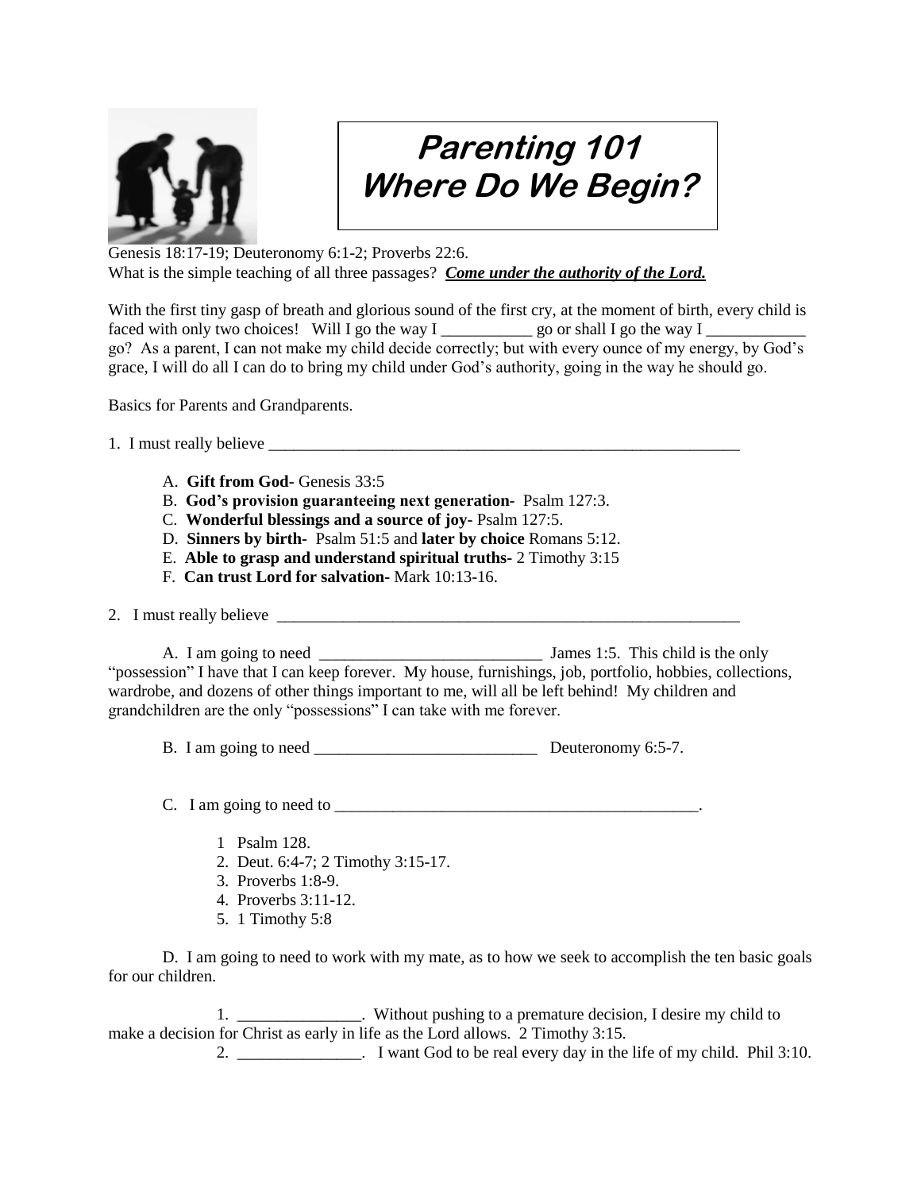# Parenting 101
# Where Do We Begin?

Genesis 18:17-19; Deuteronomy 6:1-2; Proverbs 22:6.
What is the simple teaching of all three passages? ***Come under the authority of the Lord.***

With the first tiny gasp of breath and glorious sound of the first cry, at the moment of birth, every child is faced with only two choices! Will I go the way I ___________ go or shall I go the way I ____________ go? As a parent, I can not make my child decide correctly; but with every ounce of my energy, by God's grace, I will do all I can do to bring my child under God's authority, going in the way he should go.

Basics for Parents and Grandparents.

1. I must really believe ____________________________________________________________

   A. **Gift from God-** Genesis 33:5
   B. **God's provision guaranteeing next generation-** Psalm 127:3.
   C. **Wonderful blessings and a source of joy-** Psalm 127:5.
   D. **Sinners by birth-** Psalm 51:5 and **later by choice** Romans 5:12.
   E. **Able to grasp and understand spiritual truths-** 2 Timothy 3:15
   F. **Can trust Lord for salvation-** Mark 10:13-16.

2. I must really believe ____________________________________________________________

   A. I am going to need ___________________________ James 1:5. This child is the only "possession" I have that I can keep forever. My house, furnishings, job, portfolio, hobbies, collections, wardrobe, and dozens of other things important to me, will all be left behind! My children and grandchildren are the only "possessions" I can take with me forever.

   B. I am going to need ___________________________ Deuteronomy 6:5-7.

   C. I am going to need to ____________________________________________.

      1 Psalm 128.
      2. Deut. 6:4-7; 2 Timothy 3:15-17.
      3. Proverbs 1:8-9.
      4. Proverbs 3:11-12.
      5. 1 Timothy 5:8

   D. I am going to need to work with my mate, as to how we seek to accomplish the ten basic goals for our children.

      1. _______________. Without pushing to a premature decision, I desire my child to make a decision for Christ as early in life as the Lord allows. 2 Timothy 3:15.
      2. _______________. I want God to be real every day in the life of my child. Phil 3:10.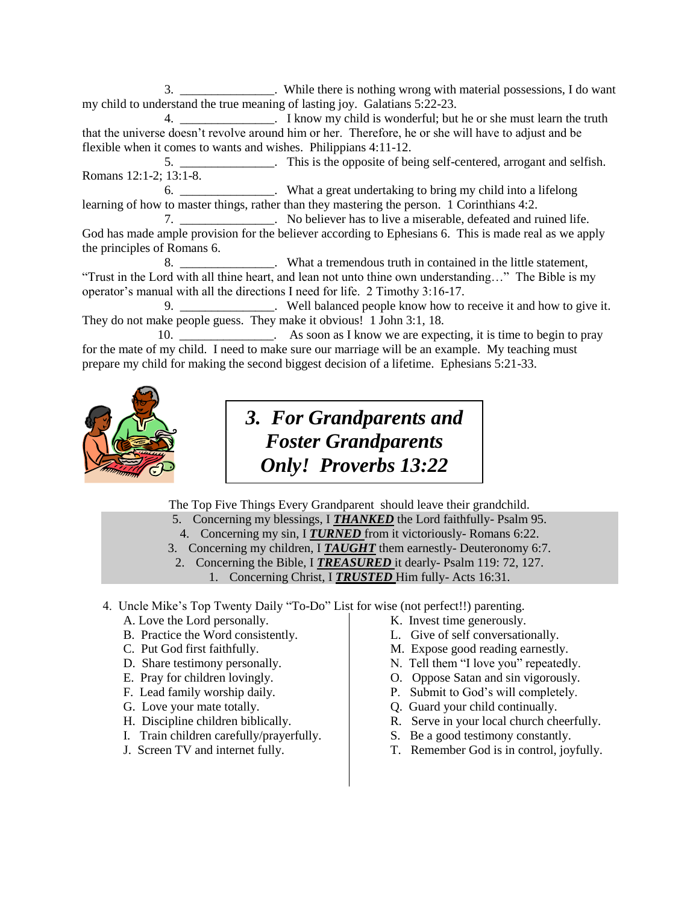3. _______________. While there is nothing wrong with material possessions, I do want my child to understand the true meaning of lasting joy. Galatians 5:22-23.

4. _______________. I know my child is wonderful; but he or she must learn the truth that the universe doesn't revolve around him or her. Therefore, he or she will have to adjust and be flexible when it comes to wants and wishes. Philippians 4:11-12.

5. _______________. This is the opposite of being self-centered, arrogant and selfish. Romans 12:1-2; 13:1-8.

6. _______________. What a great undertaking to bring my child into a lifelong learning of how to master things, rather than they mastering the person. 1 Corinthians 4:2.

7. _______________. No believer has to live a miserable, defeated and ruined life. God has made ample provision for the believer according to Ephesians 6. This is made real as we apply the principles of Romans 6.

8. _______________. What a tremendous truth in contained in the little statement, "Trust in the Lord with all thine heart, and lean not unto thine own understanding…" The Bible is my operator's manual with all the directions I need for life. 2 Timothy 3:16-17.

9. _______________. Well balanced people know how to receive it and how to give it. They do not make people guess. They make it obvious! 1 John 3:1, 18.

10. _______________. As soon as I know we are expecting, it is time to begin to pray for the mate of my child. I need to make sure our marriage will be an example. My teaching must prepare my child for making the second biggest decision of a lifetime. Ephesians 5:21-33.

## *3. For Grandparents and Foster Grandparents Only! Proverbs 13:22*

The Top Five Things Every Grandparent should leave their grandchild.

5. Concerning my blessings, I ***THANKED*** the Lord faithfully- Psalm 95.
4. Concerning my sin, I ***TURNED*** from it victoriously- Romans 6:22.
3. Concerning my children, I ***TAUGHT*** them earnestly- Deuteronomy 6:7.
2. Concerning the Bible, I ***TREASURED*** it dearly- Psalm 119: 72, 127.
1. Concerning Christ, I ***TRUSTED*** Him fully- Acts 16:31.

4. Uncle Mike's Top Twenty Daily "To-Do" List for wise (not perfect!!) parenting.

A. Love the Lord personally.
B. Practice the Word consistently.
C. Put God first faithfully.
D. Share testimony personally.
E. Pray for children lovingly.
F. Lead family worship daily.
G. Love your mate totally.
H. Discipline children biblically.
I. Train children carefully/prayerfully.
J. Screen TV and internet fully.
K. Invest time generously.
L. Give of self conversationally.
M. Expose good reading earnestly.
N. Tell them "I love you" repeatedly.
O. Oppose Satan and sin vigorously.
P. Submit to God's will completely.
Q. Guard your child continually.
R. Serve in your local church cheerfully.
S. Be a good testimony constantly.
T. Remember God is in control, joyfully.